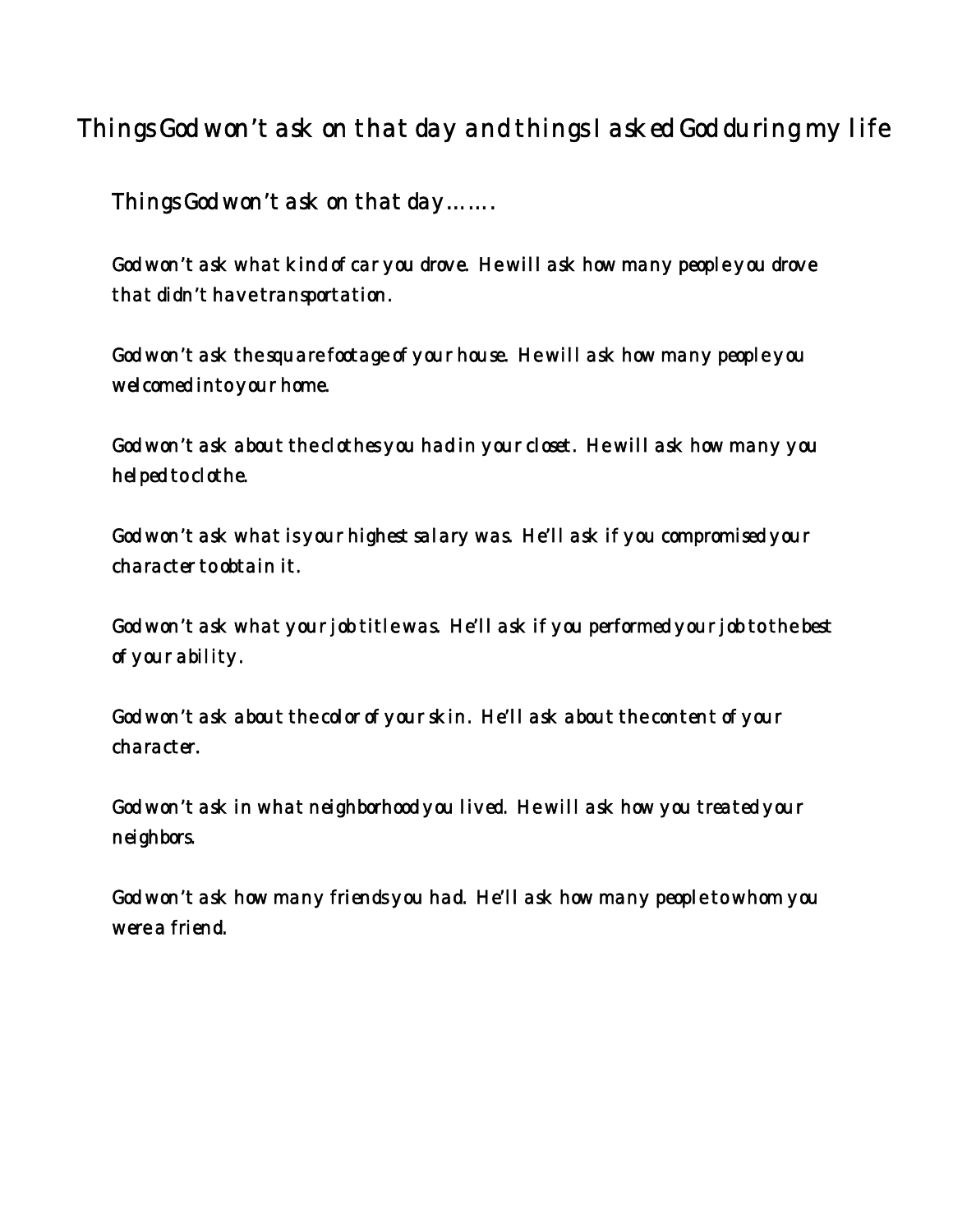# Things God won't ask on that day and things I asked God during my life

## Things God won't ask on that day…….

God won't ask what kind of car you drove. He will ask how many people you drove that didn't have transportation.

God won't ask the square footage of your house. He will ask how many people you welcomed into your home.

God won't ask about the clothes you had in your closet. He will ask how many you helped to clothe.

God won't ask what is your highest salary was. He'll ask if you compromised your character to obtain it.

God won't ask what your job title was. He'll ask if you performed your job to the best of your ability.

God won't ask about the color of your skin. He'll ask about the content of your character.

God won't ask in what neighborhood you lived. He will ask how you treated your neighbors.

God won't ask how many friends you had. He'll ask how many people to whom you were a friend.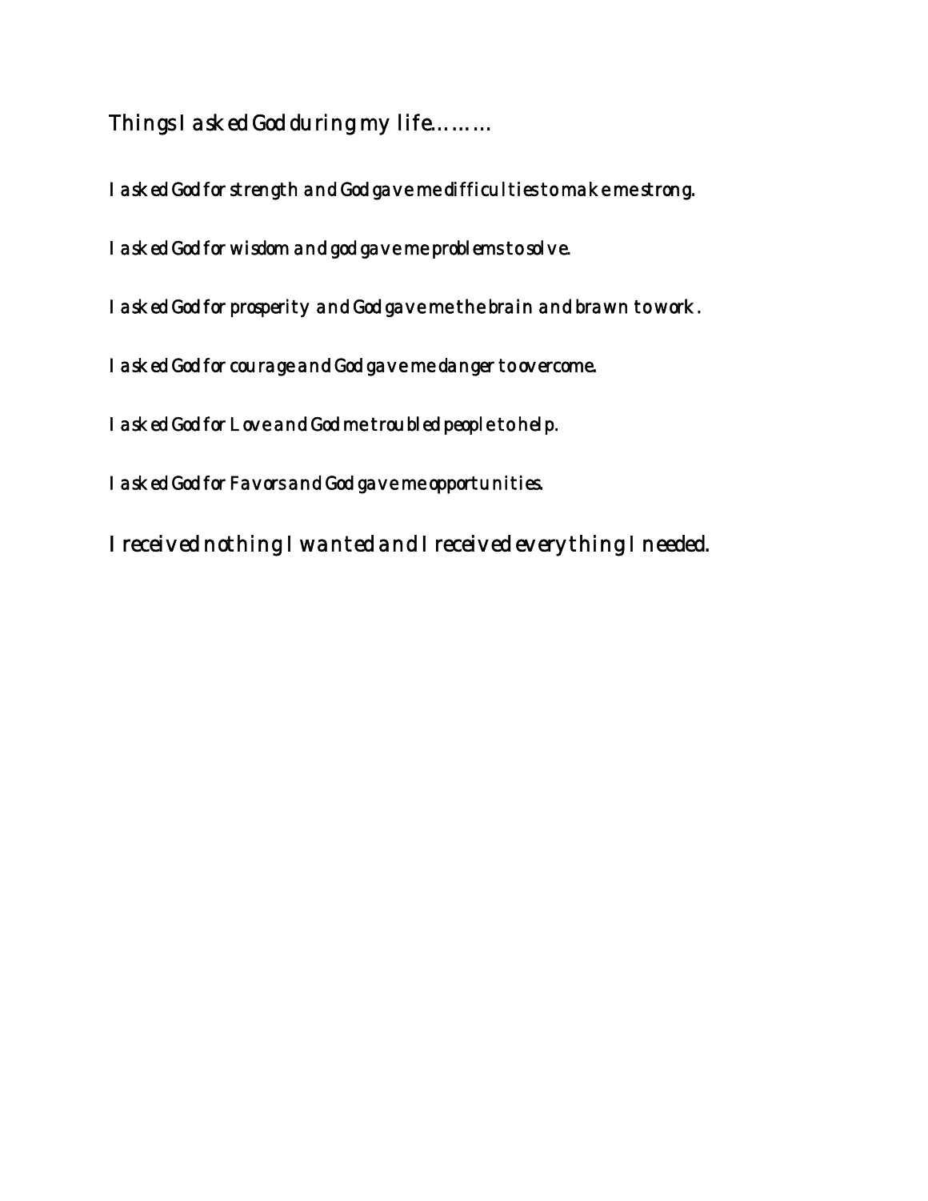Things I asked God during my life………

I asked God for strength and God gave me difficulties to make me strong.

I asked God for wisdom and god gave me problems to solve.

I asked God for prosperity and God gave me the brain and brawn to work.

I asked God for courage and God gave me danger to overcome.

I asked God for Love and God me troubled people to help.

I asked God for Favors and God gave me opportunities.

I received nothing I wanted and I received everything I needed.